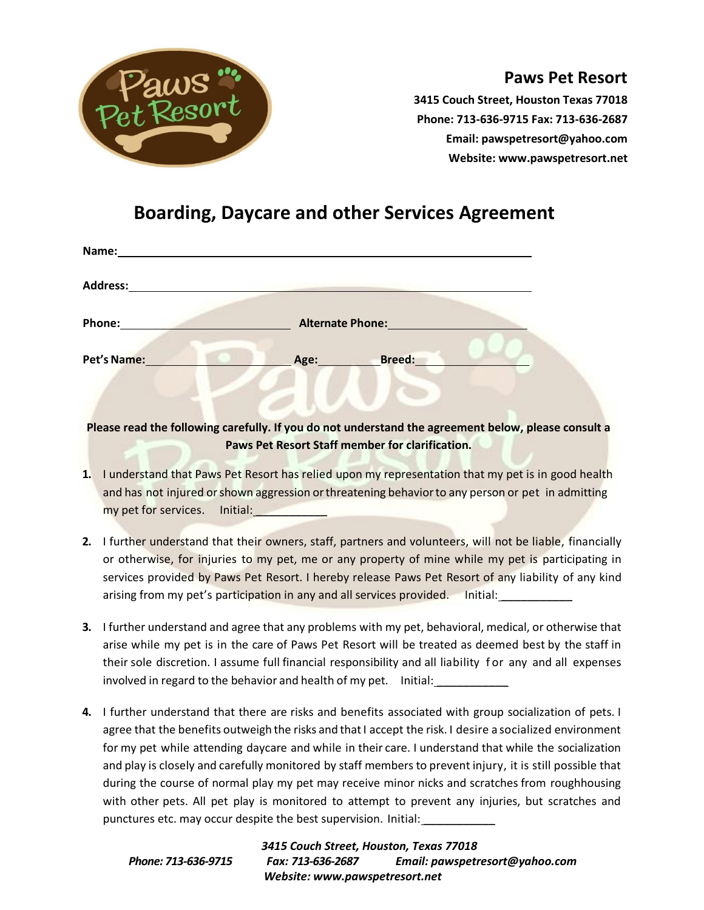**Paws Pet Resort**

**3415 Couch Street, Houston Texas 77018**
**Phone: 713-636-9715 Fax: 713-636-2687**
**Email: pawspetresort@yahoo.com**
**Website: www.pawspetresort.net**

# Boarding, Daycare and other Services Agreement

**Name:**\_\_\_\_\_\_\_\_\_\_\_\_\_\_\_\_\_\_\_\_\_\_\_\_\_\_\_\_\_\_\_\_\_\_\_\_\_\_\_\_\_\_\_\_\_\_\_\_\_\_\_\_\_\_\_\_\_\_

**Address:**\_\_\_\_\_\_\_\_\_\_\_\_\_\_\_\_\_\_\_\_\_\_\_\_\_\_\_\_\_\_\_\_\_\_\_\_\_\_\_\_\_\_\_\_\_\_\_\_\_\_\_\_\_\_\_\_

**Phone:**\_\_\_\_\_\_\_\_\_\_\_\_\_\_\_\_\_\_\_\_\_\_\_\_ **Alternate Phone:**\_\_\_\_\_\_\_\_\_\_\_\_\_\_\_\_\_\_\_\_

**Pet's Name:**\_\_\_\_\_\_\_\_\_\_\_\_\_\_\_\_\_\_\_\_ **Age:**\_\_\_\_\_\_\_\_ **Breed:**\_\_\_\_\_\_\_\_\_\_\_\_\_\_\_\_

**Please read the following carefully. If you do not understand the agreement below, please consult a Paws Pet Resort Staff member for clarification.**

1. I understand that Paws Pet Resort has relied upon my representation that my pet is in good health and has not injured or shown aggression or threatening behavior to any person or pet in admitting my pet for services. Initial:\_\_\_\_\_\_\_\_\_\_\_

2. I further understand that their owners, staff, partners and volunteers, will not be liable, financially or otherwise, for injuries to my pet, me or any property of mine while my pet is participating in services provided by Paws Pet Resort. I hereby release Paws Pet Resort of any liability of any kind arising from my pet's participation in any and all services provided. Initial:\_\_\_\_\_\_\_\_\_\_\_

3. I further understand and agree that any problems with my pet, behavioral, medical, or otherwise that arise while my pet is in the care of Paws Pet Resort will be treated as deemed best by the staff in their sole discretion. I assume full financial responsibility and all liability for any and all expenses involved in regard to the behavior and health of my pet. Initial:\_\_\_\_\_\_\_\_\_\_\_

4. I further understand that there are risks and benefits associated with group socialization of pets. I agree that the benefits outweigh the risks and that I accept the risk. I desire a socialized environment for my pet while attending daycare and while in their care. I understand that while the socialization and play is closely and carefully monitored by staff members to prevent injury, it is still possible that during the course of normal play my pet may receive minor nicks and scratches from roughhousing with other pets. All pet play is monitored to attempt to prevent any injuries, but scratches and punctures etc. may occur despite the best supervision. Initial:\_\_\_\_\_\_\_\_\_\_\_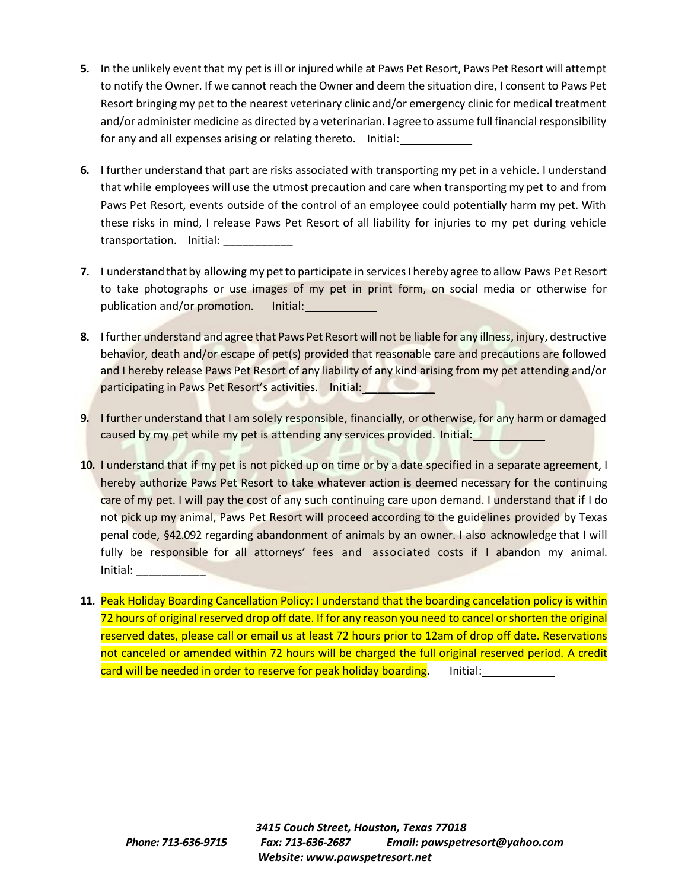5. In the unlikely event that my pet is ill or injured while at Paws Pet Resort, Paws Pet Resort will attempt to notify the Owner. If we cannot reach the Owner and deem the situation dire, I consent to Paws Pet Resort bringing my pet to the nearest veterinary clinic and/or emergency clinic for medical treatment and/or administer medicine as directed by a veterinarian. I agree to assume full financial responsibility for any and all expenses arising or relating thereto. Initial:___________

6. I further understand that part are risks associated with transporting my pet in a vehicle. I understand that while employees will use the utmost precaution and care when transporting my pet to and from Paws Pet Resort, events outside of the control of an employee could potentially harm my pet. With these risks in mind, I release Paws Pet Resort of all liability for injuries to my pet during vehicle transportation. Initial:___________

7. I understand that by allowing my pet to participate in services I hereby agree to allow Paws Pet Resort to take photographs or use images of my pet in print form, on social media or otherwise for publication and/or promotion. Initial:___________

8. I further understand and agree that Paws Pet Resort will not be liable for any illness, injury, destructive behavior, death and/or escape of pet(s) provided that reasonable care and precautions are followed and I hereby release Paws Pet Resort of any liability of any kind arising from my pet attending and/or participating in Paws Pet Resort's activities. Initial:___________

9. I further understand that I am solely responsible, financially, or otherwise, for any harm or damaged caused by my pet while my pet is attending any services provided. Initial:___________

10. I understand that if my pet is not picked up on time or by a date specified in a separate agreement, I hereby authorize Paws Pet Resort to take whatever action is deemed necessary for the continuing care of my pet. I will pay the cost of any such continuing care upon demand. I understand that if I do not pick up my animal, Paws Pet Resort will proceed according to the guidelines provided by Texas penal code, §42.092 regarding abandonment of animals by an owner. I also acknowledge that I will fully be responsible for all attorneys' fees and associated costs if I abandon my animal. Initial:___________

11. Peak Holiday Boarding Cancellation Policy: I understand that the boarding cancelation policy is within 72 hours of original reserved drop off date. If for any reason you need to cancel or shorten the original reserved dates, please call or email us at least 72 hours prior to 12am of drop off date. Reservations not canceled or amended within 72 hours will be charged the full original reserved period. A credit card will be needed in order to reserve for peak holiday boarding. Initial:___________

*3415 Couch Street, Houston, Texas 77018*
*Phone: 713-636-9715 Fax: 713-636-2687 Email: pawspetresort@yahoo.com*
*Website: www.pawspetresort.net*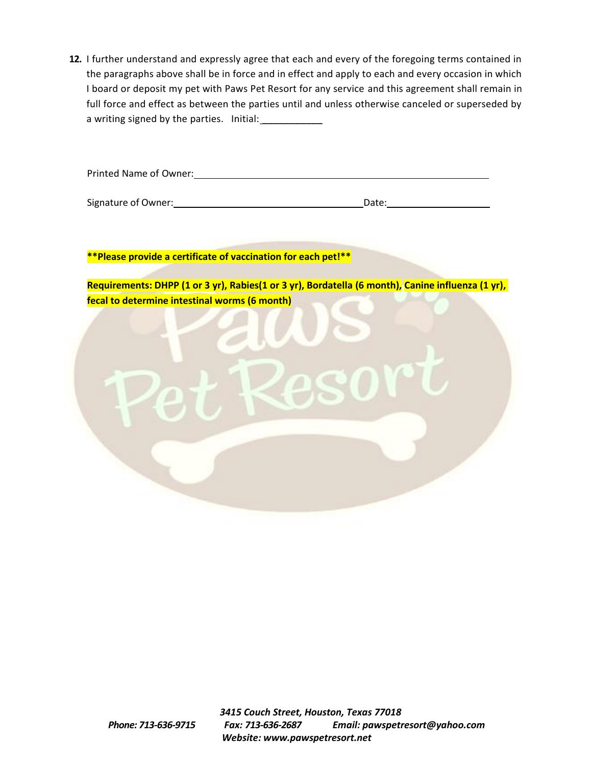**12.** I further understand and expressly agree that each and every of the foregoing terms contained in the paragraphs above shall be in force and in effect and apply to each and every occasion in which I board or deposit my pet with Paws Pet Resort for any service and this agreement shall remain in full force and effect as between the parties until and unless otherwise canceled or superseded by a writing signed by the parties. Initial:___________

Printed Name of Owner:____________________________________________________________

Signature of Owner:_____________________________________Date:____________________

****Please provide a certificate of vaccination for each pet!****

**Requirements: DHPP (1 or 3 yr), Rabies(1 or 3 yr), Bordatella (6 month), Canine influenza (1 yr), fecal to determine intestinal worms (6 month)**

*3415 Couch Street, Houston, Texas 77018*

*Phone: 713-636-9715 Fax: 713-636-2687 Email: pawspetresort@yahoo.com*

*Website: www.pawspetresort.net*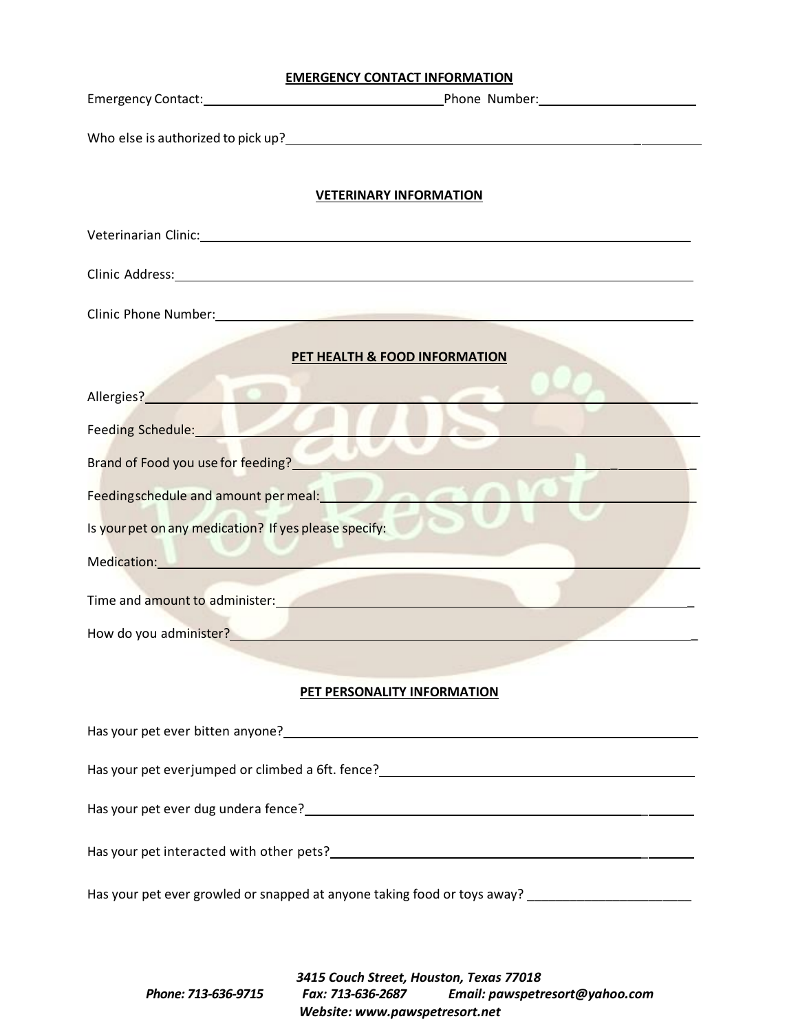**EMERGENCY CONTACT INFORMATION**

Emergency Contact: ___________________________ Phone Number: ___________________

Who else is authorized to pick up? ___________________________________________

**VETERINARY INFORMATION**

Veterinarian Clinic: ___________________________________________________________

Clinic Address: _______________________________________________________________

Clinic Phone Number: __________________________________________________________

**PET HEALTH & FOOD INFORMATION**

Allergies? ____________________________________________________________________

Feeding Schedule: _____________________________________________________________

Brand of Food you use for feeding? ______________________________________________

Feeding schedule and amount per meal: ___________________________________________

Is your pet on any medication? If yes please specify:

Medication: ___________________________________________________________________

Time and amount to administer: _________________________________________________

How do you administer? _______________________________________________________

**PET PERSONALITY INFORMATION**

Has your pet ever bitten anyone? ________________________________________________

Has your pet ever jumped or climbed a 6ft. fence? __________________________________

Has your pet ever dug under a fence? _____________________________________________

Has your pet interacted with other pets? __________________________________________

Has your pet ever growled or snapped at anyone taking food or toys away? _______________________

*3415 Couch Street, Houston, Texas 77018*

*Phone: 713-636-9715 Fax: 713-636-2687 Email: pawspetresort@yahoo.com*

*Website: www.pawspetresort.net*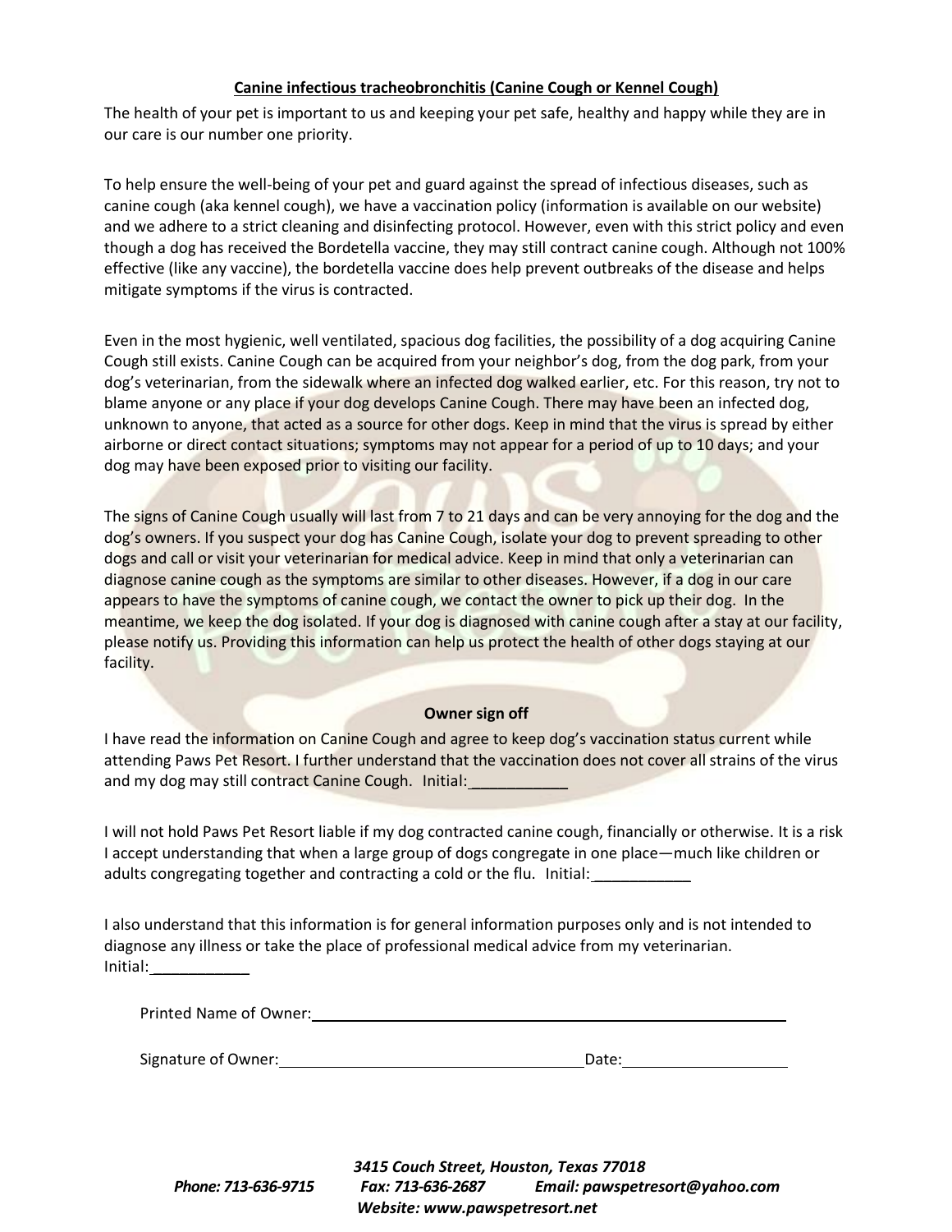## Canine infectious tracheobronchitis (Canine Cough or Kennel Cough)

The health of your pet is important to us and keeping your pet safe, healthy and happy while they are in our care is our number one priority.

To help ensure the well-being of your pet and guard against the spread of infectious diseases, such as canine cough (aka kennel cough), we have a vaccination policy (information is available on our website) and we adhere to a strict cleaning and disinfecting protocol. However, even with this strict policy and even though a dog has received the Bordetella vaccine, they may still contract canine cough. Although not 100% effective (like any vaccine), the bordetella vaccine does help prevent outbreaks of the disease and helps mitigate symptoms if the virus is contracted.

Even in the most hygienic, well ventilated, spacious dog facilities, the possibility of a dog acquiring Canine Cough still exists. Canine Cough can be acquired from your neighbor's dog, from the dog park, from your dog's veterinarian, from the sidewalk where an infected dog walked earlier, etc. For this reason, try not to blame anyone or any place if your dog develops Canine Cough. There may have been an infected dog, unknown to anyone, that acted as a source for other dogs. Keep in mind that the virus is spread by either airborne or direct contact situations; symptoms may not appear for a period of up to 10 days; and your dog may have been exposed prior to visiting our facility.

The signs of Canine Cough usually will last from 7 to 21 days and can be very annoying for the dog and the dog's owners. If you suspect your dog has Canine Cough, isolate your dog to prevent spreading to other dogs and call or visit your veterinarian for medical advice. Keep in mind that only a veterinarian can diagnose canine cough as the symptoms are similar to other diseases. However, if a dog in our care appears to have the symptoms of canine cough, we contact the owner to pick up their dog. In the meantime, we keep the dog isolated. If your dog is diagnosed with canine cough after a stay at our facility, please notify us. Providing this information can help us protect the health of other dogs staying at our facility.

### Owner sign off

I have read the information on Canine Cough and agree to keep dog's vaccination status current while attending Paws Pet Resort. I further understand that the vaccination does not cover all strains of the virus and my dog may still contract Canine Cough. Initial:___________

I will not hold Paws Pet Resort liable if my dog contracted canine cough, financially or otherwise. It is a risk I accept understanding that when a large group of dogs congregate in one place—much like children or adults congregating together and contracting a cold or the flu. Initial:___________

I also understand that this information is for general information purposes only and is not intended to diagnose any illness or take the place of professional medical advice from my veterinarian.
Initial:___________

Printed Name of Owner:___________________________________________

Signature of Owner:_______________________________ Date:________________

*3415 Couch Street, Houston, Texas 77018*
*Phone: 713-636-9715 Fax: 713-636-2687 Email: pawspetresort@yahoo.com*
*Website: www.pawspetresort.net*